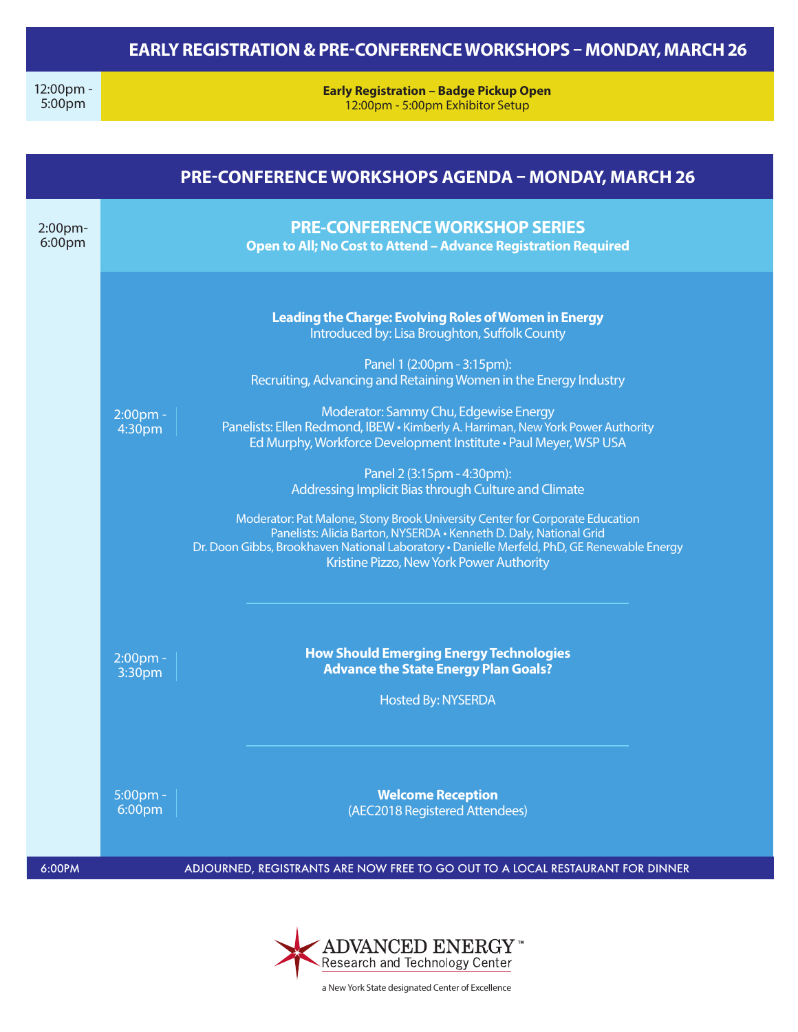## EARLY REGISTRATION & PRE-CONFERENCE WORKSHOPS – MONDAY, MARCH 26

12:00pm - 5:00pm

**Early Registration – Badge Pickup Open**
12:00pm - 5:00pm Exhibitor Setup

## PRE-CONFERENCE WORKSHOPS AGENDA – MONDAY, MARCH 26

2:00pm- 6:00pm

### PRE-CONFERENCE WORKSHOP SERIES

**Open to All; No Cost to Attend – Advance Registration Required**

2:00pm - 4:30pm

**Leading the Charge: Evolving Roles of Women in Energy**
Introduced by: Lisa Broughton, Suffolk County

Panel 1 (2:00pm - 3:15pm):
Recruiting, Advancing and Retaining Women in the Energy Industry

Moderator: Sammy Chu, Edgewise Energy
Panelists: Ellen Redmond, IBEW • Kimberly A. Harriman, New York Power Authority
Ed Murphy, Workforce Development Institute • Paul Meyer, WSP USA

Panel 2 (3:15pm - 4:30pm):
Addressing Implicit Bias through Culture and Climate

Moderator: Pat Malone, Stony Brook University Center for Corporate Education
Panelists: Alicia Barton, NYSERDA • Kenneth D. Daly, National Grid
Dr. Doon Gibbs, Brookhaven National Laboratory • Danielle Merfeld, PhD, GE Renewable Energy
Kristine Pizzo, New York Power Authority

---

2:00pm - 3:30pm

**How Should Emerging Energy Technologies Advance the State Energy Plan Goals?**

Hosted By: NYSERDA

---

5:00pm - 6:00pm

**Welcome Reception**
(AEC2018 Registered Attendees)

6:00PM — ADJOURNED, REGISTRANTS ARE NOW FREE TO GO OUT TO A LOCAL RESTAURANT FOR DINNER

ADVANCED ENERGY™ Research and Technology Center
a New York State designated Center of Excellence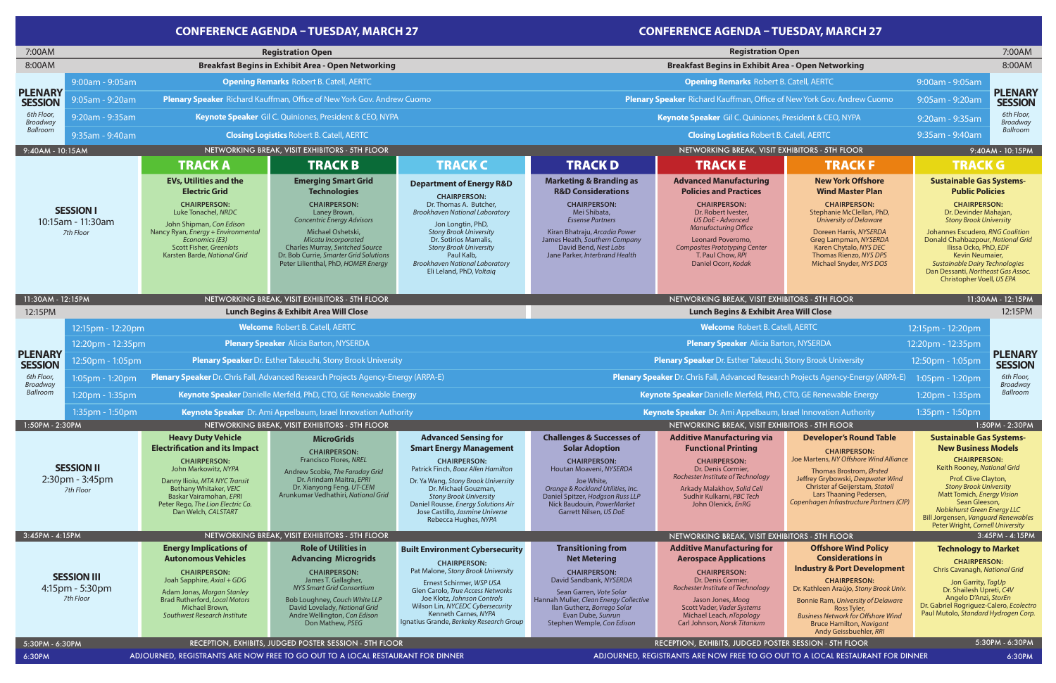# CONFERENCE AGENDA – TUESDAY, MARCH 27

| Time | Event |
|---|---|
| 7:00AM | Registration Open |
| 8:00AM | Breakfast Begins in Exhibit Area - Open Networking |

## PLENARY SESSION
*6th Floor, Broadway Ballroom*

| Time | Event |
|---|---|
| 9:00am - 9:05am | **Opening Remarks** Robert B. Catell, AERTC |
| 9:05am - 9:20am | **Plenary Speaker** Richard Kauffman, Office of New York Gov. Andrew Cuomo |
| 9:20am - 9:35am | **Keynote Speaker** Gil C. Quiniones, President & CEO, NYPA |
| 9:35am - 9:40am | **Closing Logistics** Robert B. Catell, AERTC |

**9:40AM - 10:15AM** NETWORKING BREAK, VISIT EXHIBITORS - 5TH FLOOR

| Session | TRACK A | TRACK B | TRACK C | TRACK D | TRACK E | TRACK F | TRACK G |
|---|---|---|---|---|---|---|---|
| **SESSION I** 10:15am - 11:30am *7th Floor* | **EVs, Utilities and the Electric Grid**<br>CHAIRPERSON: Luke Tonachel, *NRDC*<br>John Shipman, *Con Edison*<br>Nancy Ryan, *Energy + Environmental Economics (E3)*<br>Scott Fisher, *Greenlots*<br>Karsten Barde, *National Grid* | **Emerging Smart Grid Technologies**<br>CHAIRPERSON: Laney Brown, *Concentric Energy Advisors*<br>Michael Oshetski, *Micatu Incorporated*<br>Charles Murray, *Switched Source*<br>Dr. Bob Currie, *Smarter Grid Solutions*<br>Peter Lilienthal, PhD, *HOMER Energy* | **Department of Energy R&D**<br>CHAIRPERSON: Dr. Thomas A. Butcher, *Brookhaven National Laboratory*<br>Jon Longtin, PhD, *Stony Brook University*<br>Dr. Sotirios Mamalis, *Stony Brook University*<br>Paul Kalb, *Brookhaven National Laboratory*<br>Eli Leland, PhD, *Voltaiq* | **Marketing & Branding as R&D Considerations**<br>CHAIRPERSON: Mei Shibata, *Essense Partners*<br>Kiran Bhatraju, *Arcadia Power*<br>James Heath, *Southern Company*<br>David Bend, *Nest Labs*<br>Jane Parker, *Interbrand Health* | **Advanced Manufacturing Policies and Practices**<br>CHAIRPERSON: Dr. Robert Ivester, *US DoE - Advanced Manufacturing Office*<br>Leonard Poveromo, *Composites Prototyping Center*<br>T. Paul Chow, *RPI*<br>Daniel Ocorr, *Kodak* | **New York Offshore Wind Master Plan**<br>CHAIRPERSON: Stephanie McClellan, PhD, *University of Delaware*<br>Doreen Harris, *NYSERDA*<br>Greg Lampman, *NYSERDA*<br>Karen Chytalo, *NYS DEC*<br>Thomas Rienzo, *NYS DPS*<br>Michael Snyder, *NYS DOS* | **Sustainable Gas Systems-Public Policies**<br>CHAIRPERSON: Dr. Devinder Mahajan, *Stony Brook University*<br>Johannes Escudero, *RNG Coalition*<br>Donald Chahbazpour, *National Grid*<br>Ilissa Ocko, PhD, *EDF*<br>Kevin Neumaier, *Sustainable Dairy Technologies*<br>Dan Dessanti, *Northeast Gas Assoc.*<br>Christopher Voell, *US EPA* |

**11:30AM - 12:15PM** NETWORKING BREAK, VISIT EXHIBITORS - 5TH FLOOR

**12:15PM** Lunch Begins & Exhibit Area Will Close

## PLENARY SESSION
*6th Floor, Broadway Ballroom*

| Time | Event |
|---|---|
| 12:15pm - 12:20pm | **Welcome** Robert B. Catell, AERTC |
| 12:20pm - 12:35pm | **Plenary Speaker** Alicia Barton, NYSERDA |
| 12:50pm - 1:05pm | **Plenary Speaker** Dr. Esther Takeuchi, Stony Brook University |
| 1:05pm - 1:20pm | **Plenary Speaker** Dr. Chris Fall, Advanced Research Projects Agency-Energy (ARPA-E) |
| 1:20pm - 1:35pm | **Keynote Speaker** Danielle Merfeld, PhD, CTO, GE Renewable Energy |
| 1:35pm - 1:50pm | **Keynote Speaker** Dr. Ami Appelbaum, Israel Innovation Authority |

**1:50PM - 2:30PM** NETWORKING BREAK, VISIT EXHIBITORS - 5TH FLOOR

| Session | TRACK A | TRACK B | TRACK C | TRACK D | TRACK E | TRACK F | TRACK G |
|---|---|---|---|---|---|---|---|
| **SESSION II** 2:30pm - 3:45pm *7th Floor* | **Heavy Duty Vehicle Electrification and its Impact**<br>CHAIRPERSON: John Markowitz, *NYPA*<br>Danny Ilioiu, *MTA NYC Transit*<br>Bethany Whitaker, *VEIC*<br>Baskar Vairamohan, *EPRI*<br>Peter Rego, *The Lion Electric Co.*<br>Dan Welch, *CALSTART* | **MicroGrids**<br>CHAIRPERSON: Francisco Flores, *NREL*<br>Andrew Scobie, *The Faraday Grid*<br>Dr. Arindam Maitra, *EPRI*<br>Dr. Xianyong Feng, *UT-CEM*<br>Arunkumar Vedhathiri, *National Grid* | **Advanced Sensing for Smart Energy Management**<br>CHAIRPERSON: Patrick Finch, *Booz Allen Hamilton*<br>Dr. Ya Wang, *Stony Brook University*<br>Dr. Michael Gouzman, *Stony Brook University*<br>Daniel Rousse, *Energy Solutions Air*<br>Jose Castillo, *Jasmine Universe*<br>Rebecca Hughes, *NYPA* | **Challenges & Successes of Solar Adoption**<br>CHAIRPERSON: Houtan Moaveni, *NYSERDA*<br>Joe White, *Orange & Rockland Utilities, Inc.*<br>Daniel Spitzer, *Hodgson Russ LLP*<br>Nick Baudouin, *PowerMarket*<br>Garrett Nilsen, *US DoE* | **Additive Manufacturing via Functional Printing**<br>CHAIRPERSON: Dr. Denis Cormier, *Rochester Institute of Technology*<br>Arkady Malakhov, *Solid Cell*<br>Sudhir Kulkarni, *PBC Tech*<br>John Olenick, *EnRG* | **Developer's Round Table**<br>CHAIRPERSON: Joe Martens, *NY Offshore Wind Alliance*<br>Thomas Brostrom, *Ørsted*<br>Jeffrey Grybowski, *Deepwater Wind*<br>Christer af Geijerstam, *Statoil*<br>Lars Thaaning Pedersen, *Copenhagen Infrastructure Partners (CIP)* | **Sustainable Gas Systems-New Business Models**<br>CHAIRPERSON: Keith Rooney, *National Grid*<br>Prof. Clive Clayton, *Stony Brook University*<br>Matt Tomich, *Energy Vision*<br>Sean Gleeson, *Noblehurst Green Energy LLC*<br>Bill Jorgensen, *Vanguard Renewables*<br>Peter Wright, *Cornell University* |

**3:45PM - 4:15PM** NETWORKING BREAK, VISIT EXHIBITORS - 5TH FLOOR

| Session | TRACK A | TRACK B | TRACK C | TRACK D | TRACK E | TRACK F | TRACK G |
|---|---|---|---|---|---|---|---|
| **SESSION III** 4:15pm - 5:30pm *7th Floor* | **Energy Implications of Autonomous Vehicles**<br>CHAIRPERSON: Joah Sapphire, *Axial + GDG*<br>Adam Jonas, *Morgan Stanley*<br>Brad Rutherford, *Local Motors*<br>Michael Brown, *Southwest Research Institute* | **Role of Utilities in Advancing Microgrids**<br>CHAIRPERSON: James T. Gallagher, *NYS Smart Grid Consortium*<br>Bob Loughney, *Couch White LLP*<br>David Lovelady, *National Grid*<br>Andre Wellington, *Con Edison*<br>Don Mathew, *PSEG* | **Built Environment Cybersecurity**<br>CHAIRPERSON: Pat Malone, *Stony Brook University*<br>Ernest Schirmer, *WSP USA*<br>Glen Carolo, *True Access Networks*<br>Joe Klotz, *Johnson Controls*<br>Wilson Lin, *NYCEDC Cybersecurity*<br>Kenneth Carnes, *NYPA*<br>Ignatius Grande, *Berkeley Research Group* | **Transitioning from Net Metering**<br>CHAIRPERSON: David Sandbank, *NYSERDA*<br>Sean Garren, *Vote Solar*<br>Hannah Muller, *Clean Energy Collective*<br>Ilan Gutherz, *Borrego Solar*<br>Evan Dube, *Sunrun*<br>Stephen Wemple, *Con Edison* | **Additive Manufacturing for Aerospace Applications**<br>CHAIRPERSON: Dr. Denis Cormier, *Rochester Institute of Technology*<br>Jason Jones, *Moog*<br>Scott Vader, *Vader Systems*<br>Michael Leach, *nTopology*<br>Carl Johnson, *Norsk Titanium* | **Offshore Wind Policy Considerations in Industry & Port Development**<br>CHAIRPERSON: Dr. Kathleen Araújo, *Stony Brook Univ.*<br>Bonnie Ram, *University of Delaware*<br>Ross Tyler, *Business Network for Offshore Wind*<br>Bruce Hamilton, *Navigant*<br>Andy Geissbuehler, *RRI* | **Technology to Market**<br>CHAIRPERSON: Chris Cavanagh, *National Grid*<br>Jon Garrity, *TagUp*<br>Dr. Shailesh Upreti, *C4V*<br>Angelo D'Anzi, *StorEn*<br>Dr. Gabriel Rogriguez-Calero, *Ecolectro*<br>Paul Mutolo, *Standard Hydrogen Corp.* |

**5:30PM - 6:30PM** RECEPTION, EXHIBITS, JUDGED POSTER SESSION - 5TH FLOOR

**6:30PM** ADJOURNED, REGISTRANTS ARE NOW FREE TO GO OUT TO A LOCAL RESTAURANT FOR DINNER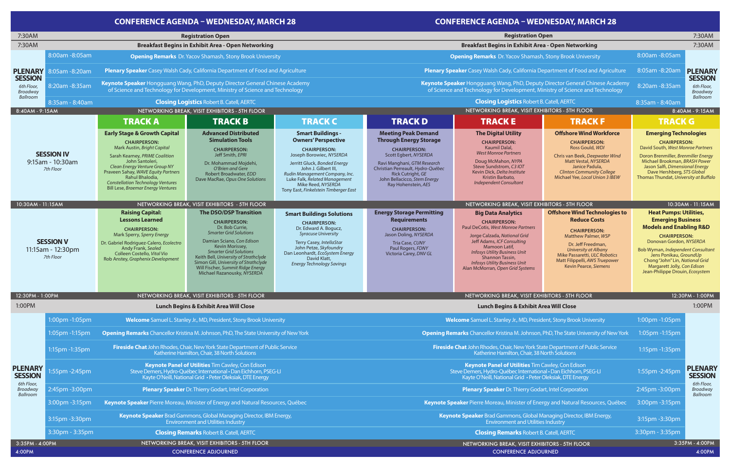# CONFERENCE AGENDA – WEDNESDAY, MARCH 28

| Time | Event |
|---|---|
| 7:30AM | Registration Open |
| 7:30AM | Breakfast Begins in Exhibit Area - Open Networking |

## PLENARY SESSION
*6th Floor, Broadway Ballroom*

| Time | Event |
|---|---|
| 8:00am - 8:05am | **Opening Remarks** Dr. Yacov Shamash, Stony Brook University |
| 8:05am - 8:20am | **Plenary Speaker** Casey Walsh Cady, California Department of Food and Agriculture |
| 8:20am - 8:35am | **Keynote Speaker** Hongguang Wang, PhD, Deputy Director General Chinese Academy of Science and Technology for Development, Ministry of Science and Technology |
| 8:35am - 8:40am | **Closing Logistics** Robert B. Catell, AERTC |
| 8:40AM - 9:15AM | NETWORKING BREAK, VISIT EXHIBITORS - 5TH FLOOR |

## SESSION IV
9:15am - 10:30am
*7th Floor*

| TRACK A | TRACK B | TRACK C | TRACK D | TRACK E | TRACK F | TRACK G |
|---|---|---|---|---|---|---|
| **Early Stage & Growth Capital**<br>CHAIRPERSON:<br>Mark Austin, *Bright Capital*<br>Sarah Kearney, *PRIME Coalition*<br>John Santoleri, *Clean Energy Venture Group NY*<br>Praveen Sahay, *WAVE Equity Partners*<br>Rahul Bhalodia, *Constellation Technology Ventures*<br>Bill Lese, *Braemar Energy Ventures* | **Advanced Distributed Simulation Tools**<br>CHAIRPERSON:<br>Jeff Smith, *EPRI*<br>Dr. Mohammad Mojdehi, *O'Brien and Gere*<br>Robert Broadwater, *EDD*<br>Dave MacRae, *Opus One Solutions* | **Smart Buildings - Owners' Perspective**<br>CHAIRPERSON:<br>Joseph Borowiec, *NYSERDA*<br>Jerritt Gluck, *Bonded Energy*<br>John J. Gilbert III, *Rudin Management Company, Inc.*<br>Luke Falk, *Related Management*<br>Mike Reed, *NYSERDA*<br>Tony East, *Finkelstein Timberger East* | **Meeting Peak Demand Through Energy Storage**<br>CHAIRPERSON:<br>Scott Egbert, *NYSERDA*<br>Ravi Manghani, *GTM Research*<br>Christian Perreault, *Hydro-Québec*<br>Rick Cutright, *GE*<br>John Bellacicco, *Stem Energy*<br>Ray Hohenstein, *AES* | **The Digital Utility**<br>CHAIRPERSON:<br>Kaumil Dalal, *West Monroe Partners*<br>Doug McMahon, *NYPA*<br>Steve Sundstrom, *C3 IOT*<br>Kevin Dick, *Delta Institute*<br>Kristin Barbato, *Independent Consultant* | **Offshore Wind Workforce**<br>CHAIRPERSON:<br>Ross Gould, *WDI*<br>Chris van Beek, *Deepwater Wind*<br>Matt Vestal, *NYSERDA*<br>Janice Padula, *Clinton Community College*<br>Michael Yee, *Local Union 3 IBEW* | **Emerging Technologies**<br>CHAIRPERSON:<br>David South, *West Monroe Partners*<br>Doron Brenmiller, *Brenmiller Energy*<br>Michael Brookman, *BRASH Power*<br>Jason Salfi, *Dimensional Energy*<br>Dave Hershberg, *STS Global*<br>Thomas Thundat, *University at Buffalo* |

10:30AM - 11:15AM — NETWORKING BREAK, VISIT EXHIBITORS - 5TH FLOOR

## SESSION V
11:15am - 12:30pm
*7th Floor*

| TRACK A | TRACK B | TRACK C | TRACK D | TRACK E | TRACK F | TRACK G |
|---|---|---|---|---|---|---|
| **Raising Capital: Lessons Learned**<br>CHAIRPERSON:<br>Mark Sperry, *Sperry Energy*<br>Dr. Gabriel Rodriguez-Calero, *Ecolectro*<br>Andy Frank, *Sealed*<br>Colleen Costello, *Vital Vio*<br>Rob Anstey, *Graphenix Development* | **The DSO/DSP Transition**<br>CHAIRPERSON:<br>Dr. Bob Currie, *Smarter Grid Solutions*<br>Damian Sciano, *Con Edison*<br>Kevin Morissey, *Smarter Grid Solutions*<br>Keith Bell, *University of Strathclyde*<br>Simon Gill, *University of Strathclyde*<br>Will Fischer, *Summit Ridge Energy*<br>Michael Razanousky, *NYSERDA* | **Smart Buildings Solutions**<br>CHAIRPERSON:<br>Dr. Edward A. Bogucz, *Syracuse University*<br>Terry Casey, *IntellaStar*<br>John Petze, *Skyfoundry*<br>Dan Leonhardt, *EcoSystem Energy*<br>David Klatt, *Energy Technology Savings* | **Energy Storage Permitting Requirements**<br>CHAIRPERSON:<br>Jason Doling, *NYSERDA*<br>Tria Case, *CUNY*<br>Paul Rogers, *FDNY*<br>Victoria Carey, *DNV GL* | **Big Data Analytics**<br>CHAIRPERSON:<br>Paul DeCotis, *West Monroe Partners*<br>Jorge Calzada, *National Grid*<br>Jeff Adams, *ICF Consulting*<br>Mamoon Latif, *Infosys Utility Business Unit*<br>Shannon Tassin, *Infosys Utility Business Unit*<br>Alan McMorran, *Open Grid Systems* | **Offshore Wind Technologies to Reduce Costs**<br>CHAIRPERSON:<br>Matthew Palmer, *WSP*<br>Dr. Jeff Freedman, *University at Albany*<br>Mike Passaretti, *ULC Robotics*<br>Matt Filippelli, *AWS Truepower*<br>Kevin Pearce, *Siemens* | **Heat Pumps: Utilities, Emerging Business Models and Enabling R&D**<br>CHAIRPERSON:<br>Donovan Gordon, *NYSERDA*<br>Bob Wyman, *Independent Consultant*<br>Jens Ponikau, *GroundUp*<br>Chong "John" Lin, *National Grid*<br>Margarett Jolly, *Con Edison*<br>Jean-Philippe Drouin, *Ecosystem* |

12:30PM - 1:00PM — NETWORKING BREAK, VISIT EXHIBITORS - 5TH FLOOR

1:00PM — Lunch Begins & Exhibit Area Will Close

## PLENARY SESSION
*6th Floor, Broadway Ballroom*

| Time | Event |
|---|---|
| 1:00pm - 1:05pm | **Welcome** Samuel L. Stanley Jr., MD, President, Stony Brook University |
| 1:05pm - 1:15pm | **Opening Remarks** Chancellor Kristina M. Johnson, PhD, The State University of New York |
| 1:15pm - 1:35pm | **Fireside Chat** John Rhodes, Chair, New York State Department of Public Service<br>Katherine Hamilton, Chair, 38 North Solutions |
| 1:55pm - 2:45pm | **Keynote Panel of Utilities** Tim Cawley, Con Edison<br>Steve Demers, Hydro-Québec International • Dan Eichhorn, PSEG-LI<br>Kayte O'Neill, National Grid • Peter Oleksiak, DTE Energy |
| 2:45pm - 3:00pm | **Plenary Speaker** Dr. Thierry Godart, Intel Corporation |
| 3:00pm - 3:15pm | **Keynote Speaker** Pierre Moreau, Minister of Energy and Natural Resources, Québec |
| 3:15pm - 3:30pm | **Keynote Speaker** Brad Gammons, Global Managing Director, IBM Energy, Environment and Utilities Industry |
| 3:30pm - 3:35pm | **Closing Remarks** Robert B. Catell, AERTC |
| 3:35PM - 4:00PM | NETWORKING BREAK, VISIT EXHIBITORS - 5TH FLOOR |
| 4:00PM | CONFERENCE ADJOURNED |